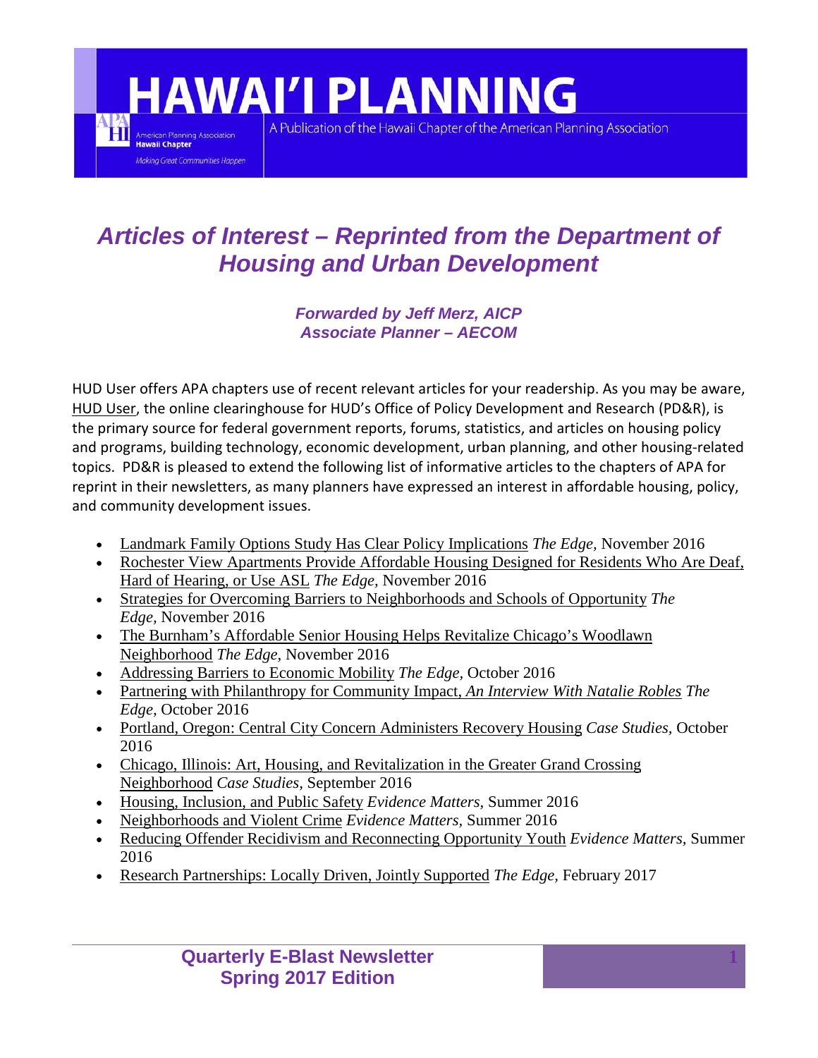# HAWAI'I PLANNING

A Publication of the Hawaii Chapter of the American Planning Association

## *Articles of Interest – Reprinted from the Department of Housing and Urban Development*

***Forwarded by Jeff Merz, AICP***
***Associate Planner – AECOM***

HUD User offers APA chapters use of recent relevant articles for your readership. As you may be aware, HUD User, the online clearinghouse for HUD's Office of Policy Development and Research (PD&R), is the primary source for federal government reports, forums, statistics, and articles on housing policy and programs, building technology, economic development, urban planning, and other housing-related topics. PD&R is pleased to extend the following list of informative articles to the chapters of APA for reprint in their newsletters, as many planners have expressed an interest in affordable housing, policy, and community development issues.

- Landmark Family Options Study Has Clear Policy Implications *The Edge*, November 2016
- Rochester View Apartments Provide Affordable Housing Designed for Residents Who Are Deaf, Hard of Hearing, or Use ASL *The Edge*, November 2016
- Strategies for Overcoming Barriers to Neighborhoods and Schools of Opportunity *The Edge*, November 2016
- The Burnham's Affordable Senior Housing Helps Revitalize Chicago's Woodlawn Neighborhood *The Edge*, November 2016
- Addressing Barriers to Economic Mobility *The Edge*, October 2016
- Partnering with Philanthropy for Community Impact, *An Interview With Natalie Robles* *The Edge*, October 2016
- Portland, Oregon: Central City Concern Administers Recovery Housing *Case Studies*, October 2016
- Chicago, Illinois: Art, Housing, and Revitalization in the Greater Grand Crossing Neighborhood *Case Studies*, September 2016
- Housing, Inclusion, and Public Safety *Evidence Matters*, Summer 2016
- Neighborhoods and Violent Crime *Evidence Matters*, Summer 2016
- Reducing Offender Recidivism and Reconnecting Opportunity Youth *Evidence Matters*, Summer 2016
- Research Partnerships: Locally Driven, Jointly Supported *The Edge*, February 2017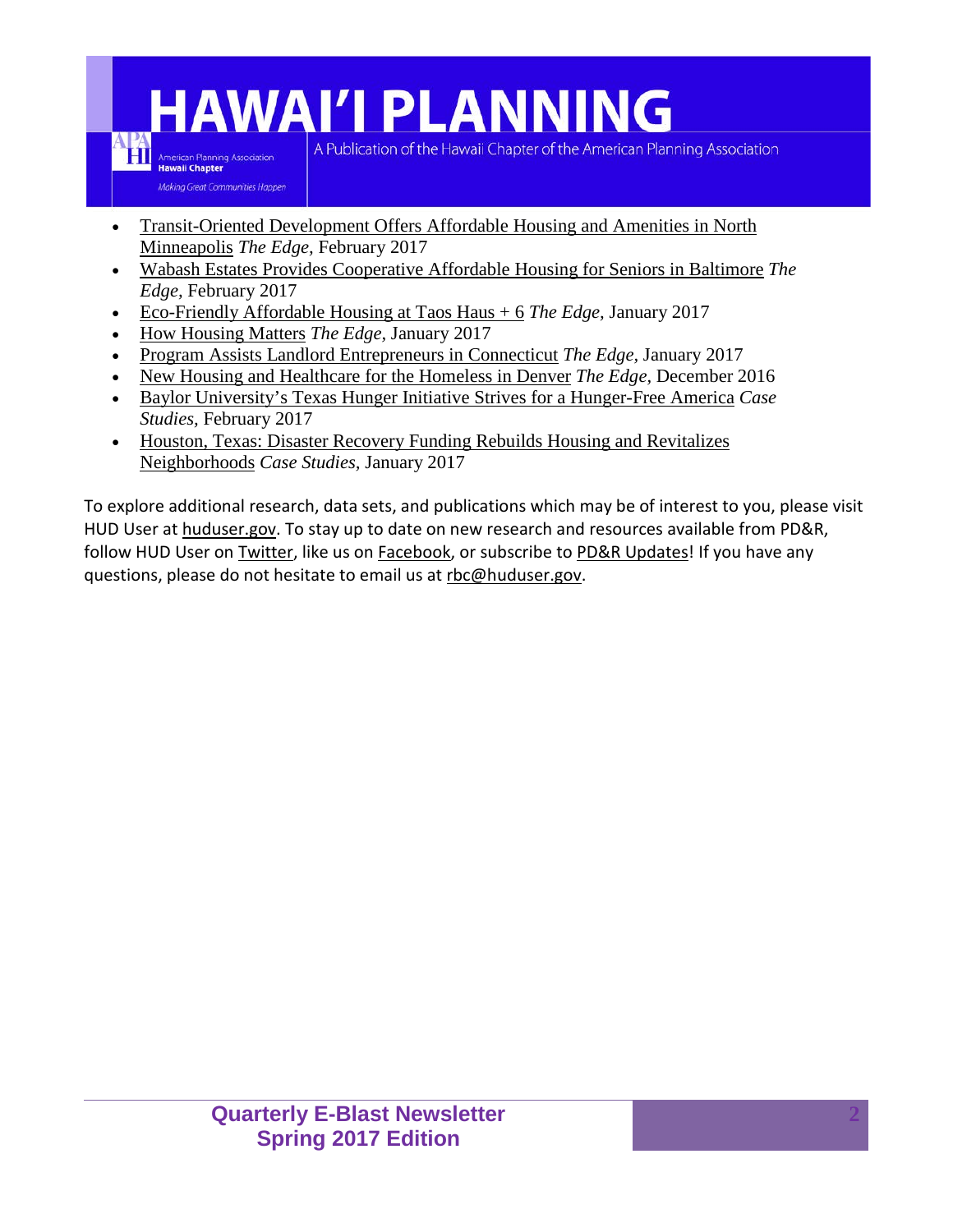- Transit-Oriented Development Offers Affordable Housing and Amenities in North Minneapolis *The Edge*, February 2017
- Wabash Estates Provides Cooperative Affordable Housing for Seniors in Baltimore *The Edge*, February 2017
- Eco-Friendly Affordable Housing at Taos Haus + 6 *The Edge*, January 2017
- How Housing Matters *The Edge*, January 2017
- Program Assists Landlord Entrepreneurs in Connecticut *The Edge*, January 2017
- New Housing and Healthcare for the Homeless in Denver *The Edge*, December 2016
- Baylor University's Texas Hunger Initiative Strives for a Hunger-Free America *Case Studies*, February 2017
- Houston, Texas: Disaster Recovery Funding Rebuilds Housing and Revitalizes Neighborhoods *Case Studies*, January 2017

To explore additional research, data sets, and publications which may be of interest to you, please visit HUD User at huduser.gov. To stay up to date on new research and resources available from PD&R, follow HUD User on Twitter, like us on Facebook, or subscribe to PD&R Updates! If you have any questions, please do not hesitate to email us at rbc@huduser.gov.